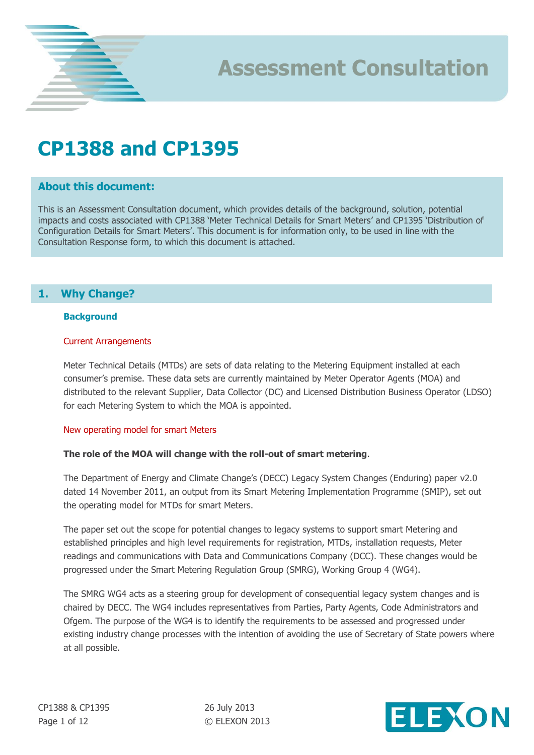# Assessment Consultation

# CP1388 and CP1395

## About this document:

This is an Assessment Consultation document, which provides details of the background, solution, potential impacts and costs associated with CP1388 'Meter Technical Details for Smart Meters' and CP1395 'Distribution of Configuration Details for Smart Meters'. This document is for information only, to be used in line with the Consultation Response form, to which this document is attached.

## 1. Why Change?

### Background

#### Current Arrangements

Meter Technical Details (MTDs) are sets of data relating to the Metering Equipment installed at each consumer's premise. These data sets are currently maintained by Meter Operator Agents (MOA) and distributed to the relevant Supplier, Data Collector (DC) and Licensed Distribution Business Operator (LDSO) for each Metering System to which the MOA is appointed.

#### New operating model for smart Meters

**The role of the MOA will change with the roll-out of smart metering**.

The Department of Energy and Climate Change's (DECC) Legacy System Changes (Enduring) paper v2.0 dated 14 November 2011, an output from its Smart Metering Implementation Programme (SMIP), set out the operating model for MTDs for smart Meters.

The paper set out the scope for potential changes to legacy systems to support smart Metering and established principles and high level requirements for registration, MTDs, installation requests, Meter readings and communications with Data and Communications Company (DCC). These changes would be progressed under the Smart Metering Regulation Group (SMRG), Working Group 4 (WG4).

The SMRG WG4 acts as a steering group for development of consequential legacy system changes and is chaired by DECC. The WG4 includes representatives from Parties, Party Agents, Code Administrators and Ofgem. The purpose of the WG4 is to identify the requirements to be assessed and progressed under existing industry change processes with the intention of avoiding the use of Secretary of State powers where at all possible.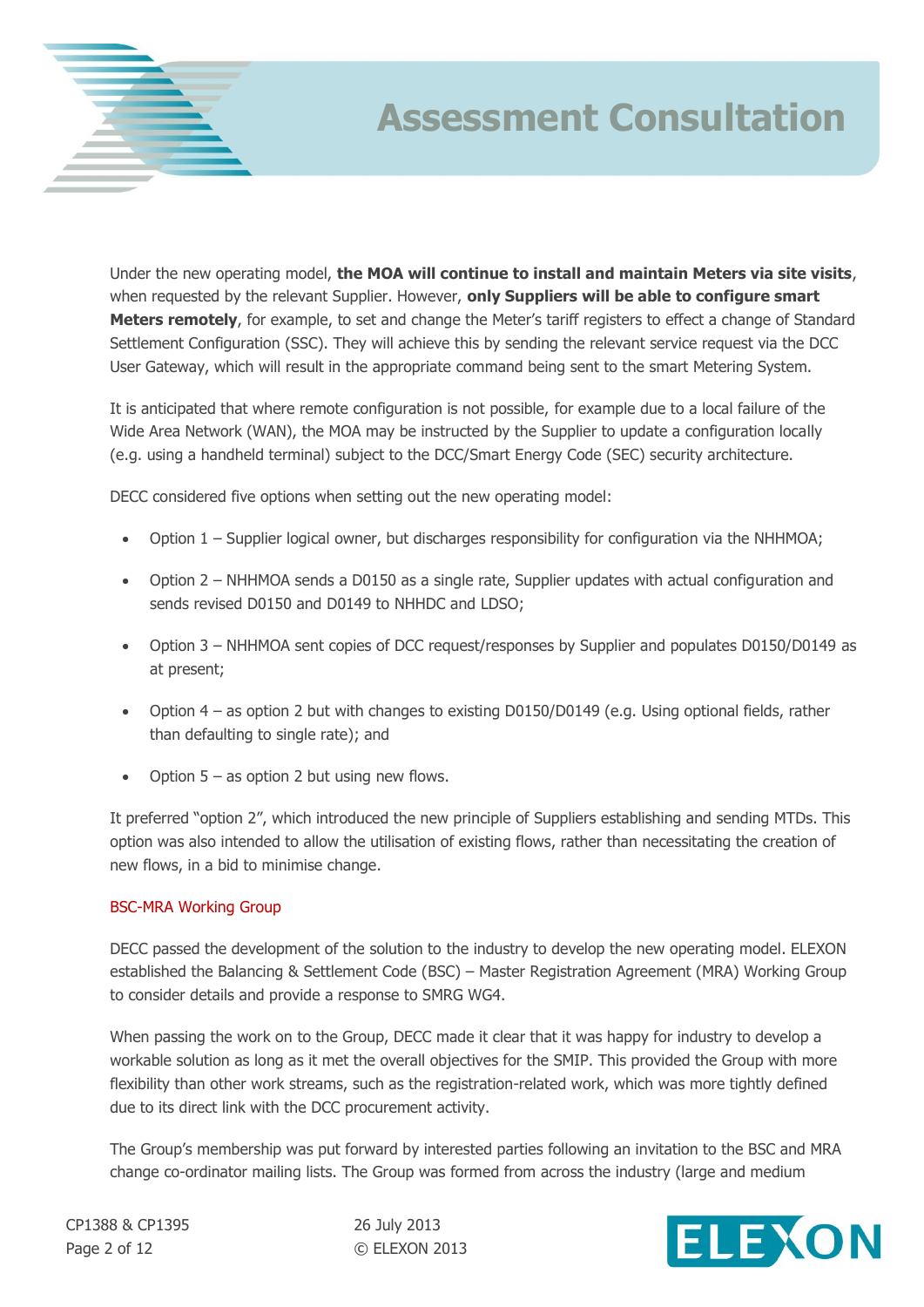Under the new operating model, **the MOA will continue to install and maintain Meters via site visits**, when requested by the relevant Supplier. However, **only Suppliers will be able to configure smart Meters remotely**, for example, to set and change the Meter's tariff registers to effect a change of Standard Settlement Configuration (SSC). They will achieve this by sending the relevant service request via the DCC User Gateway, which will result in the appropriate command being sent to the smart Metering System.

It is anticipated that where remote configuration is not possible, for example due to a local failure of the Wide Area Network (WAN), the MOA may be instructed by the Supplier to update a configuration locally (e.g. using a handheld terminal) subject to the DCC/Smart Energy Code (SEC) security architecture.

DECC considered five options when setting out the new operating model:

- Option 1 – Supplier logical owner, but discharges responsibility for configuration via the NHHMOA;
- Option 2 – NHHMOA sends a D0150 as a single rate, Supplier updates with actual configuration and sends revised D0150 and D0149 to NHHDC and LDSO;
- Option 3 – NHHMOA sent copies of DCC request/responses by Supplier and populates D0150/D0149 as at present;
- Option 4 – as option 2 but with changes to existing D0150/D0149 (e.g. Using optional fields, rather than defaulting to single rate); and
- Option 5 – as option 2 but using new flows.

It preferred "option 2", which introduced the new principle of Suppliers establishing and sending MTDs. This option was also intended to allow the utilisation of existing flows, rather than necessitating the creation of new flows, in a bid to minimise change.

### BSC-MRA Working Group

DECC passed the development of the solution to the industry to develop the new operating model. ELEXON established the Balancing & Settlement Code (BSC) – Master Registration Agreement (MRA) Working Group to consider details and provide a response to SMRG WG4.

When passing the work on to the Group, DECC made it clear that it was happy for industry to develop a workable solution as long as it met the overall objectives for the SMIP. This provided the Group with more flexibility than other work streams, such as the registration-related work, which was more tightly defined due to its direct link with the DCC procurement activity.

The Group's membership was put forward by interested parties following an invitation to the BSC and MRA change co-ordinator mailing lists. The Group was formed from across the industry (large and medium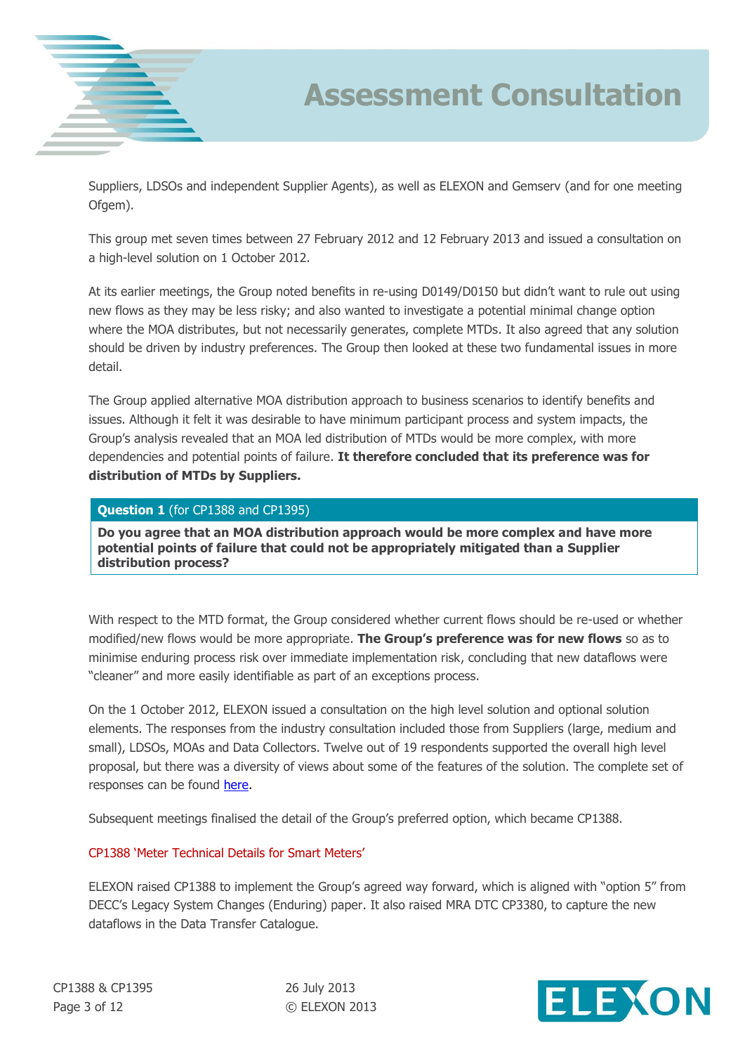Suppliers, LDSOs and independent Supplier Agents), as well as ELEXON and Gemserv (and for one meeting Ofgem).

This group met seven times between 27 February 2012 and 12 February 2013 and issued a consultation on a high-level solution on 1 October 2012.

At its earlier meetings, the Group noted benefits in re-using D0149/D0150 but didn't want to rule out using new flows as they may be less risky; and also wanted to investigate a potential minimal change option where the MOA distributes, but not necessarily generates, complete MTDs. It also agreed that any solution should be driven by industry preferences. The Group then looked at these two fundamental issues in more detail.

The Group applied alternative MOA distribution approach to business scenarios to identify benefits and issues. Although it felt it was desirable to have minimum participant process and system impacts, the Group's analysis revealed that an MOA led distribution of MTDs would be more complex, with more dependencies and potential points of failure. **It therefore concluded that its preference was for distribution of MTDs by Suppliers.**

| **Question 1** (for CP1388 and CP1395) |
| --- |
| **Do you agree that an MOA distribution approach would be more complex and have more potential points of failure that could not be appropriately mitigated than a Supplier distribution process?** |

With respect to the MTD format, the Group considered whether current flows should be re-used or whether modified/new flows would be more appropriate. **The Group's preference was for new flows** so as to minimise enduring process risk over immediate implementation risk, concluding that new dataflows were "cleaner" and more easily identifiable as part of an exceptions process.

On the 1 October 2012, ELEXON issued a consultation on the high level solution and optional solution elements. The responses from the industry consultation included those from Suppliers (large, medium and small), LDSOs, MOAs and Data Collectors. Twelve out of 19 respondents supported the overall high level proposal, but there was a diversity of views about some of the features of the solution. The complete set of responses can be found here.

Subsequent meetings finalised the detail of the Group's preferred option, which became CP1388.

### CP1388 'Meter Technical Details for Smart Meters'

ELEXON raised CP1388 to implement the Group's agreed way forward, which is aligned with "option 5" from DECC's Legacy System Changes (Enduring) paper. It also raised MRA DTC CP3380, to capture the new dataflows in the Data Transfer Catalogue.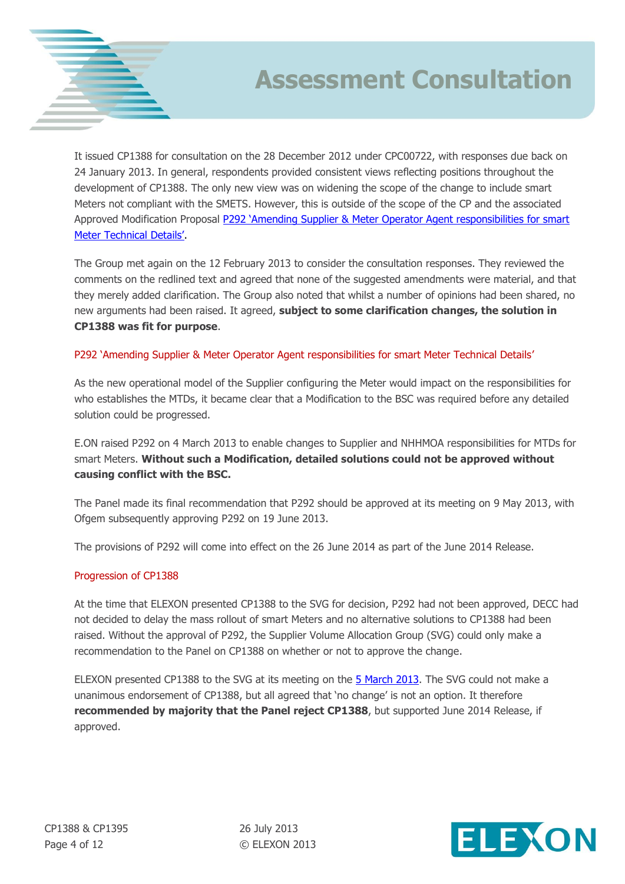It issued CP1388 for consultation on the 28 December 2012 under CPC00722, with responses due back on 24 January 2013. In general, respondents provided consistent views reflecting positions throughout the development of CP1388. The only new view was on widening the scope of the change to include smart Meters not compliant with the SMETS. However, this is outside of the scope of the CP and the associated Approved Modification Proposal P292 'Amending Supplier & Meter Operator Agent responsibilities for smart Meter Technical Details'.

The Group met again on the 12 February 2013 to consider the consultation responses. They reviewed the comments on the redlined text and agreed that none of the suggested amendments were material, and that they merely added clarification. The Group also noted that whilst a number of opinions had been shared, no new arguments had been raised. It agreed, **subject to some clarification changes, the solution in CP1388 was fit for purpose**.

### P292 'Amending Supplier & Meter Operator Agent responsibilities for smart Meter Technical Details'

As the new operational model of the Supplier configuring the Meter would impact on the responsibilities for who establishes the MTDs, it became clear that a Modification to the BSC was required before any detailed solution could be progressed.

E.ON raised P292 on 4 March 2013 to enable changes to Supplier and NHHMOA responsibilities for MTDs for smart Meters. **Without such a Modification, detailed solutions could not be approved without causing conflict with the BSC.**

The Panel made its final recommendation that P292 should be approved at its meeting on 9 May 2013, with Ofgem subsequently approving P292 on 19 June 2013.

The provisions of P292 will come into effect on the 26 June 2014 as part of the June 2014 Release.

### Progression of CP1388

At the time that ELEXON presented CP1388 to the SVG for decision, P292 had not been approved, DECC had not decided to delay the mass rollout of smart Meters and no alternative solutions to CP1388 had been raised. Without the approval of P292, the Supplier Volume Allocation Group (SVG) could only make a recommendation to the Panel on CP1388 on whether or not to approve the change.

ELEXON presented CP1388 to the SVG at its meeting on the 5 March 2013. The SVG could not make a unanimous endorsement of CP1388, but all agreed that 'no change' is not an option. It therefore **recommended by majority that the Panel reject CP1388**, but supported June 2014 Release, if approved.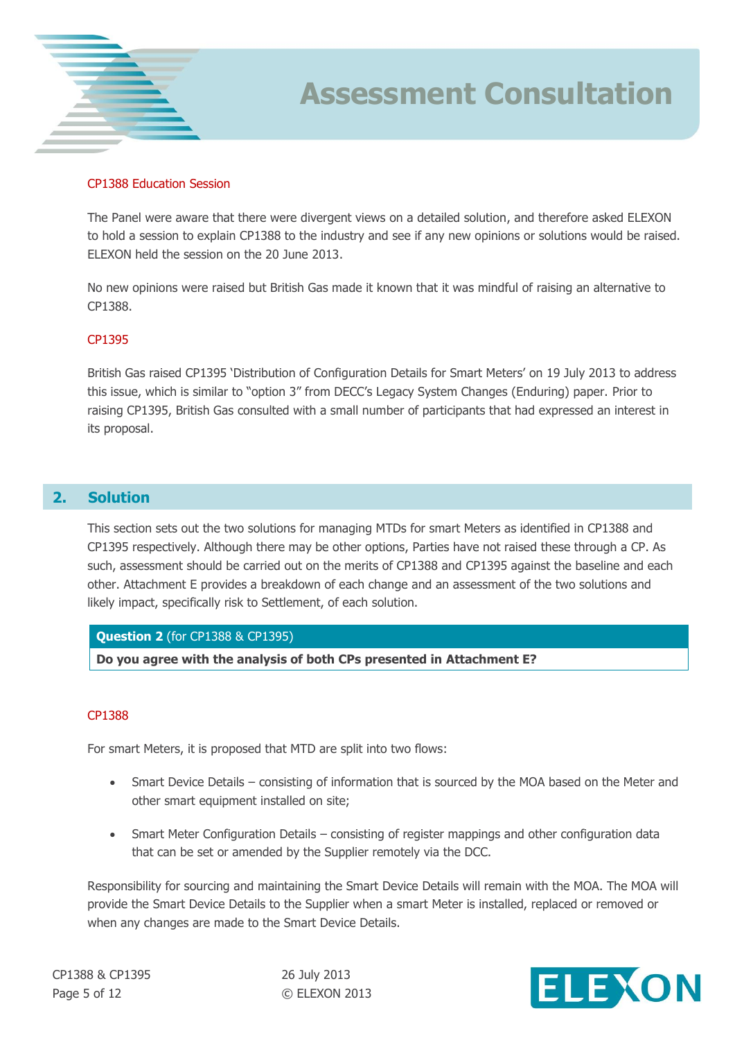### CP1388 Education Session

The Panel were aware that there were divergent views on a detailed solution, and therefore asked ELEXON to hold a session to explain CP1388 to the industry and see if any new opinions or solutions would be raised. ELEXON held the session on the 20 June 2013.

No new opinions were raised but British Gas made it known that it was mindful of raising an alternative to CP1388.

### CP1395

British Gas raised CP1395 'Distribution of Configuration Details for Smart Meters' on 19 July 2013 to address this issue, which is similar to "option 3" from DECC's Legacy System Changes (Enduring) paper. Prior to raising CP1395, British Gas consulted with a small number of participants that had expressed an interest in its proposal.

## 2. Solution

This section sets out the two solutions for managing MTDs for smart Meters as identified in CP1388 and CP1395 respectively. Although there may be other options, Parties have not raised these through a CP. As such, assessment should be carried out on the merits of CP1388 and CP1395 against the baseline and each other. Attachment E provides a breakdown of each change and an assessment of the two solutions and likely impact, specifically risk to Settlement, of each solution.

| **Question 2** (for CP1388 & CP1395) |
| --- |
| **Do you agree with the analysis of both CPs presented in Attachment E?** |

### CP1388

For smart Meters, it is proposed that MTD are split into two flows:

- Smart Device Details – consisting of information that is sourced by the MOA based on the Meter and other smart equipment installed on site;
- Smart Meter Configuration Details – consisting of register mappings and other configuration data that can be set or amended by the Supplier remotely via the DCC.

Responsibility for sourcing and maintaining the Smart Device Details will remain with the MOA. The MOA will provide the Smart Device Details to the Supplier when a smart Meter is installed, replaced or removed or when any changes are made to the Smart Device Details.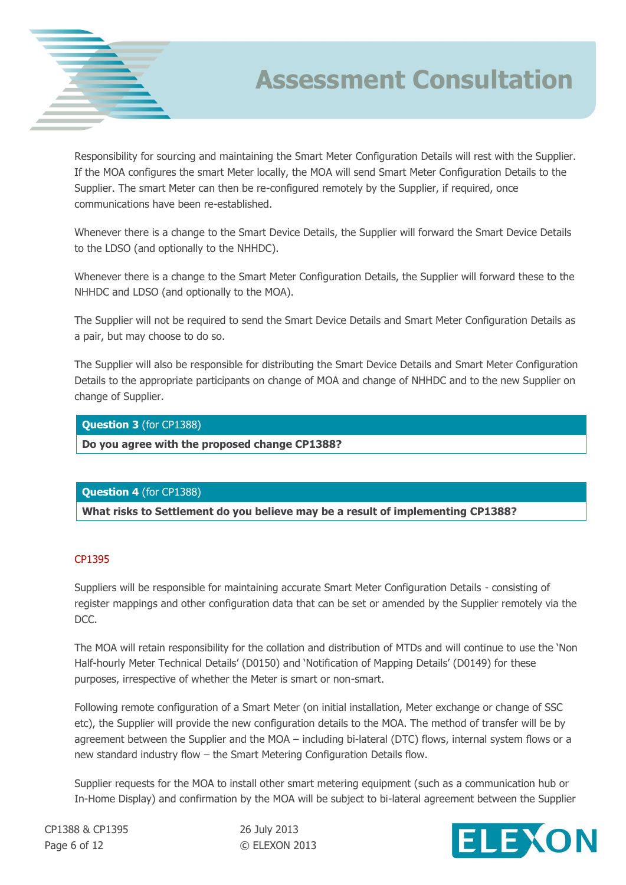Responsibility for sourcing and maintaining the Smart Meter Configuration Details will rest with the Supplier. If the MOA configures the smart Meter locally, the MOA will send Smart Meter Configuration Details to the Supplier. The smart Meter can then be re-configured remotely by the Supplier, if required, once communications have been re-established.

Whenever there is a change to the Smart Device Details, the Supplier will forward the Smart Device Details to the LDSO (and optionally to the NHHDC).

Whenever there is a change to the Smart Meter Configuration Details, the Supplier will forward these to the NHHDC and LDSO (and optionally to the MOA).

The Supplier will not be required to send the Smart Device Details and Smart Meter Configuration Details as a pair, but may choose to do so.

The Supplier will also be responsible for distributing the Smart Device Details and Smart Meter Configuration Details to the appropriate participants on change of MOA and change of NHHDC and to the new Supplier on change of Supplier.

| **Question 3** (for CP1388) |
|---|
| **Do you agree with the proposed change CP1388?** |

| **Question 4** (for CP1388) |
|---|
| **What risks to Settlement do you believe may be a result of implementing CP1388?** |

## CP1395

Suppliers will be responsible for maintaining accurate Smart Meter Configuration Details - consisting of register mappings and other configuration data that can be set or amended by the Supplier remotely via the DCC.

The MOA will retain responsibility for the collation and distribution of MTDs and will continue to use the 'Non Half-hourly Meter Technical Details' (D0150) and 'Notification of Mapping Details' (D0149) for these purposes, irrespective of whether the Meter is smart or non-smart.

Following remote configuration of a Smart Meter (on initial installation, Meter exchange or change of SSC etc), the Supplier will provide the new configuration details to the MOA. The method of transfer will be by agreement between the Supplier and the MOA – including bi-lateral (DTC) flows, internal system flows or a new standard industry flow – the Smart Metering Configuration Details flow.

Supplier requests for the MOA to install other smart metering equipment (such as a communication hub or In-Home Display) and confirmation by the MOA will be subject to bi-lateral agreement between the Supplier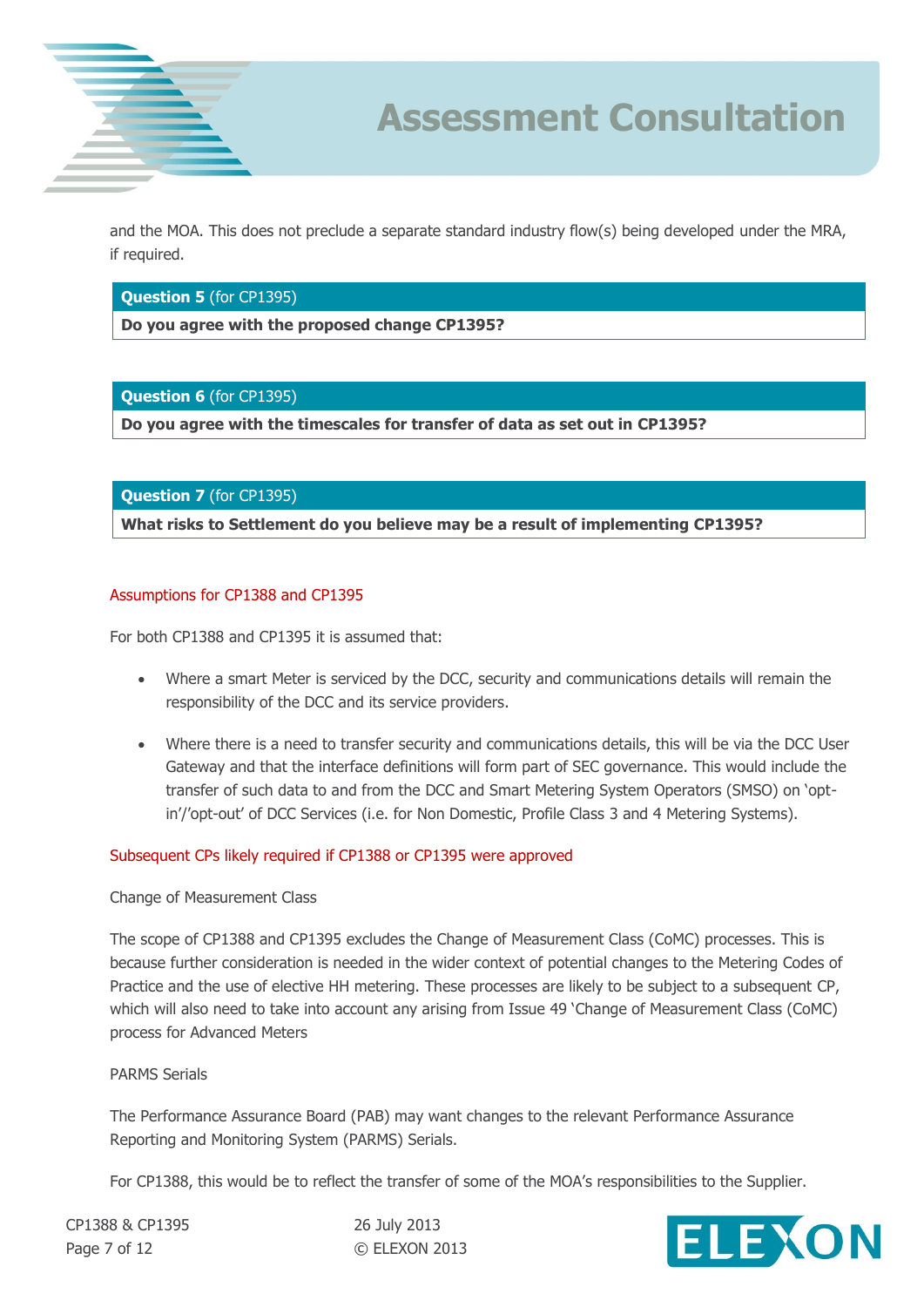and the MOA. This does not preclude a separate standard industry flow(s) being developed under the MRA, if required.

| **Question 5** (for CP1395) |
| --- |
| **Do you agree with the proposed change CP1395?** |

| **Question 6** (for CP1395) |
| --- |
| **Do you agree with the timescales for transfer of data as set out in CP1395?** |

| **Question 7** (for CP1395) |
| --- |
| **What risks to Settlement do you believe may be a result of implementing CP1395?** |

## Assumptions for CP1388 and CP1395

For both CP1388 and CP1395 it is assumed that:

- Where a smart Meter is serviced by the DCC, security and communications details will remain the responsibility of the DCC and its service providers.
- Where there is a need to transfer security and communications details, this will be via the DCC User Gateway and that the interface definitions will form part of SEC governance. This would include the transfer of such data to and from the DCC and Smart Metering System Operators (SMSO) on 'opt-in'/'opt-out' of DCC Services (i.e. for Non Domestic, Profile Class 3 and 4 Metering Systems).

## Subsequent CPs likely required if CP1388 or CP1395 were approved

### Change of Measurement Class

The scope of CP1388 and CP1395 excludes the Change of Measurement Class (CoMC) processes. This is because further consideration is needed in the wider context of potential changes to the Metering Codes of Practice and the use of elective HH metering. These processes are likely to be subject to a subsequent CP, which will also need to take into account any arising from Issue 49 'Change of Measurement Class (CoMC) process for Advanced Meters

### PARMS Serials

The Performance Assurance Board (PAB) may want changes to the relevant Performance Assurance Reporting and Monitoring System (PARMS) Serials.

For CP1388, this would be to reflect the transfer of some of the MOA's responsibilities to the Supplier.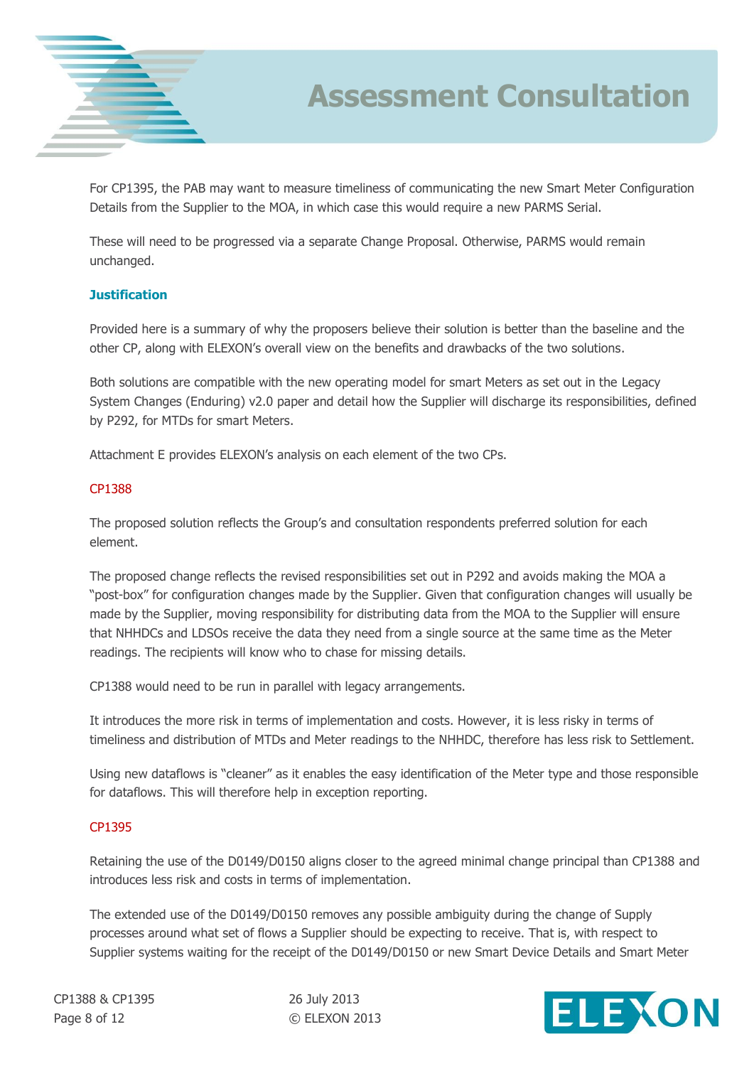For CP1395, the PAB may want to measure timeliness of communicating the new Smart Meter Configuration Details from the Supplier to the MOA, in which case this would require a new PARMS Serial.

These will need to be progressed via a separate Change Proposal. Otherwise, PARMS would remain unchanged.

### Justification

Provided here is a summary of why the proposers believe their solution is better than the baseline and the other CP, along with ELEXON's overall view on the benefits and drawbacks of the two solutions.

Both solutions are compatible with the new operating model for smart Meters as set out in the Legacy System Changes (Enduring) v2.0 paper and detail how the Supplier will discharge its responsibilities, defined by P292, for MTDs for smart Meters.

Attachment E provides ELEXON's analysis on each element of the two CPs.

#### CP1388

The proposed solution reflects the Group's and consultation respondents preferred solution for each element.

The proposed change reflects the revised responsibilities set out in P292 and avoids making the MOA a "post-box" for configuration changes made by the Supplier. Given that configuration changes will usually be made by the Supplier, moving responsibility for distributing data from the MOA to the Supplier will ensure that NHHDCs and LDSOs receive the data they need from a single source at the same time as the Meter readings. The recipients will know who to chase for missing details.

CP1388 would need to be run in parallel with legacy arrangements.

It introduces the more risk in terms of implementation and costs. However, it is less risky in terms of timeliness and distribution of MTDs and Meter readings to the NHHDC, therefore has less risk to Settlement.

Using new dataflows is "cleaner" as it enables the easy identification of the Meter type and those responsible for dataflows. This will therefore help in exception reporting.

#### CP1395

Retaining the use of the D0149/D0150 aligns closer to the agreed minimal change principal than CP1388 and introduces less risk and costs in terms of implementation.

The extended use of the D0149/D0150 removes any possible ambiguity during the change of Supply processes around what set of flows a Supplier should be expecting to receive. That is, with respect to Supplier systems waiting for the receipt of the D0149/D0150 or new Smart Device Details and Smart Meter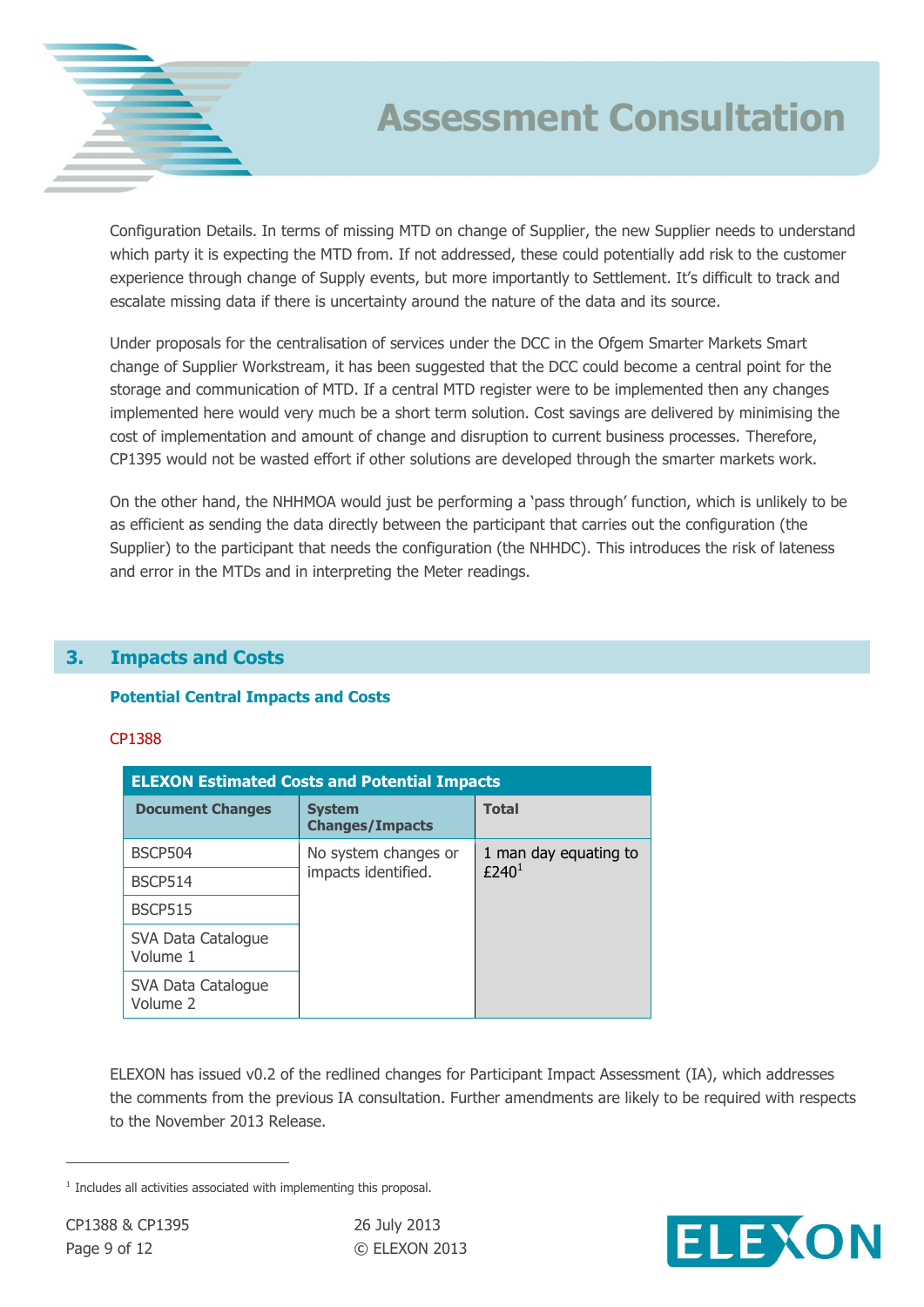Configuration Details. In terms of missing MTD on change of Supplier, the new Supplier needs to understand which party it is expecting the MTD from. If not addressed, these could potentially add risk to the customer experience through change of Supply events, but more importantly to Settlement. It's difficult to track and escalate missing data if there is uncertainty around the nature of the data and its source.

Under proposals for the centralisation of services under the DCC in the Ofgem Smarter Markets Smart change of Supplier Workstream, it has been suggested that the DCC could become a central point for the storage and communication of MTD. If a central MTD register were to be implemented then any changes implemented here would very much be a short term solution. Cost savings are delivered by minimising the cost of implementation and amount of change and disruption to current business processes. Therefore, CP1395 would not be wasted effort if other solutions are developed through the smarter markets work.

On the other hand, the NHHMOA would just be performing a 'pass through' function, which is unlikely to be as efficient as sending the data directly between the participant that carries out the configuration (the Supplier) to the participant that needs the configuration (the NHHDC). This introduces the risk of lateness and error in the MTDs and in interpreting the Meter readings.

## 3. Impacts and Costs

### Potential Central Impacts and Costs

CP1388

| ELEXON Estimated Costs and Potential Impacts | | |
|---|---|---|
| **Document Changes** | **System Changes/Impacts** | **Total** |
| BSCP504 | No system changes or impacts identified. | 1 man day equating to £240[1] |
| BSCP514 | | |
| BSCP515 | | |
| SVA Data Catalogue Volume 1 | | |
| SVA Data Catalogue Volume 2 | | |

ELEXON has issued v0.2 of the redlined changes for Participant Impact Assessment (IA), which addresses the comments from the previous IA consultation. Further amendments are likely to be required with respects to the November 2013 Release.

[1] Includes all activities associated with implementing this proposal.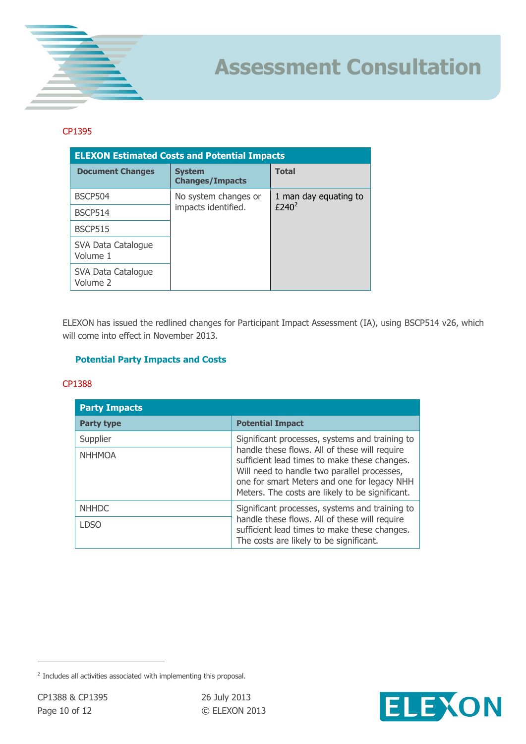CP1395

| ELEXON Estimated Costs and Potential Impacts | | |
|---|---|---|
| **Document Changes** | **System Changes/Impacts** | **Total** |
| BSCP504 | No system changes or impacts identified. | 1 man day equating to £240[2] |
| BSCP514 | | |
| BSCP515 | | |
| SVA Data Catalogue Volume 1 | | |
| SVA Data Catalogue Volume 2 | | |

ELEXON has issued the redlined changes for Participant Impact Assessment (IA), using BSCP514 v26, which will come into effect in November 2013.

### Potential Party Impacts and Costs

CP1388

| Party Impacts | |
|---|---|
| **Party type** | **Potential Impact** |
| Supplier | Significant processes, systems and training to handle these flows. All of these will require sufficient lead times to make these changes. Will need to handle two parallel processes, one for smart Meters and one for legacy NHH Meters. The costs are likely to be significant. |
| NHHMOA | |
| NHHDC | Significant processes, systems and training to handle these flows. All of these will require sufficient lead times to make these changes. The costs are likely to be significant. |
| LDSO | |

[2] Includes all activities associated with implementing this proposal.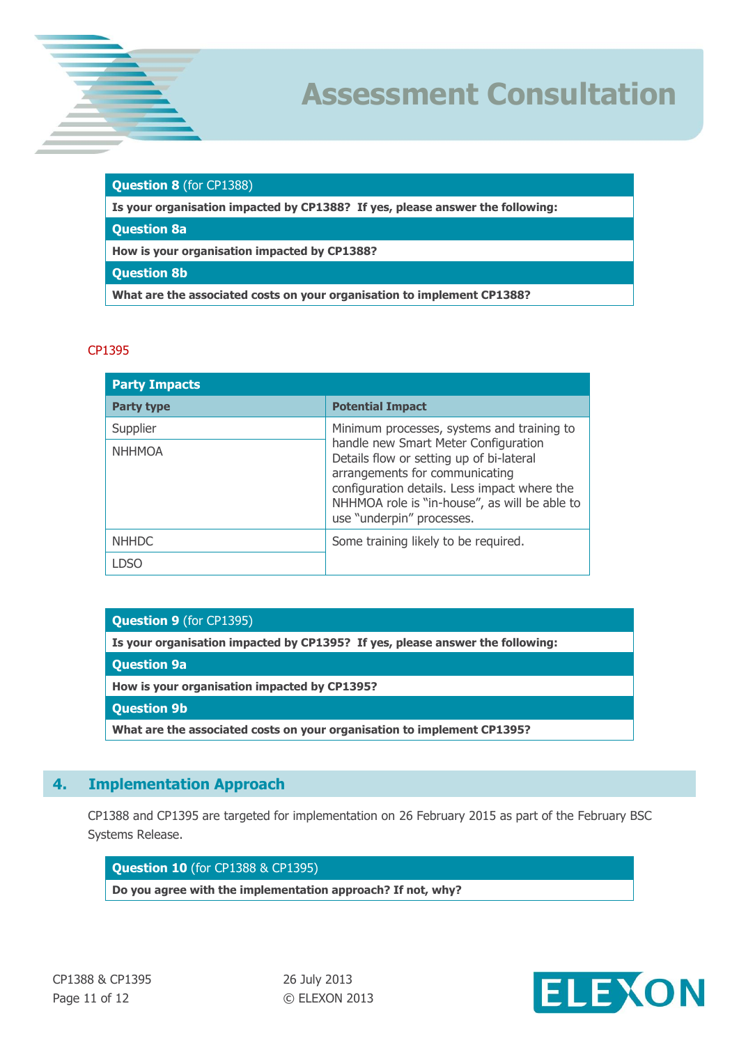| Question 8 (for CP1388) |
|---|
| **Is your organisation impacted by CP1388? If yes, please answer the following:** |
| **Question 8a** |
| **How is your organisation impacted by CP1388?** |
| **Question 8b** |
| **What are the associated costs on your organisation to implement CP1388?** |

CP1395

| Party Impacts | |
|---|---|
| **Party type** | **Potential Impact** |
| Supplier | Minimum processes, systems and training to handle new Smart Meter Configuration Details flow or setting up of bi-lateral arrangements for communicating configuration details. Less impact where the NHHMOA role is "in-house", as will be able to use "underpin" processes. |
| NHHMOA | |
| NHHDC | Some training likely to be required. |
| LDSO | |

| Question 9 (for CP1395) |
|---|
| **Is your organisation impacted by CP1395? If yes, please answer the following:** |
| **Question 9a** |
| **How is your organisation impacted by CP1395?** |
| **Question 9b** |
| **What are the associated costs on your organisation to implement CP1395?** |

## 4. Implementation Approach

CP1388 and CP1395 are targeted for implementation on 26 February 2015 as part of the February BSC Systems Release.

| Question 10 (for CP1388 & CP1395) |
|---|
| **Do you agree with the implementation approach? If not, why?** |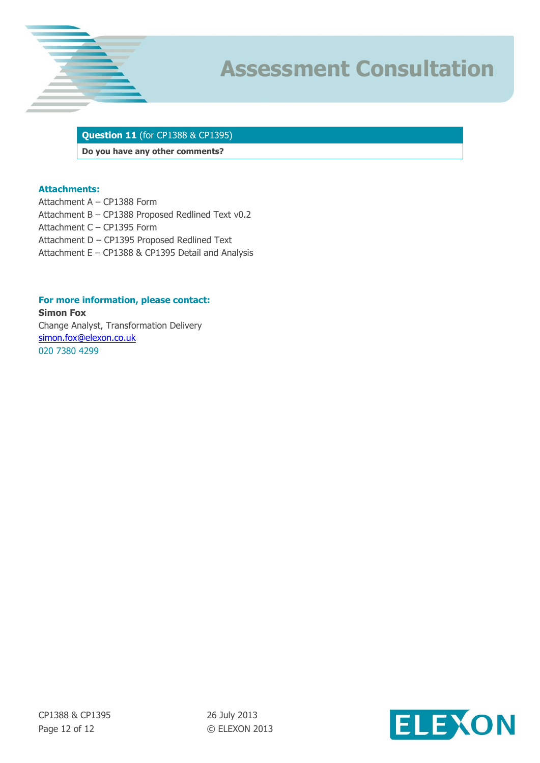| **Question 11** (for CP1388 & CP1395) |
| --- |
| **Do you have any other comments?** |

**Attachments:**

Attachment A – CP1388 Form
Attachment B – CP1388 Proposed Redlined Text v0.2
Attachment C – CP1395 Form
Attachment D – CP1395 Proposed Redlined Text
Attachment E – CP1388 & CP1395 Detail and Analysis

**For more information, please contact:**

**Simon Fox**
Change Analyst, Transformation Delivery
simon.fox@elexon.co.uk
020 7380 4299